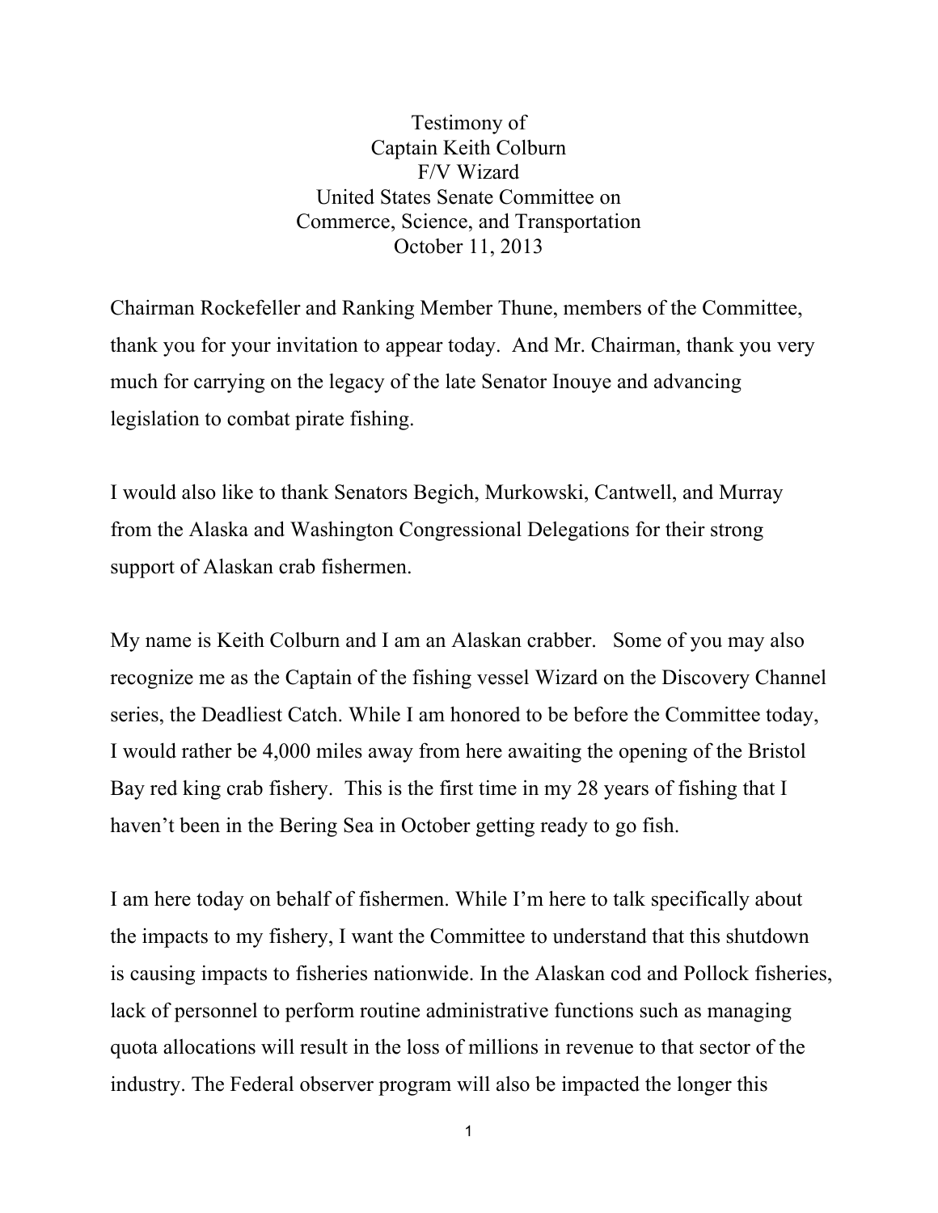Testimony of  
Captain Keith Colburn  
F/V Wizard  
United States Senate Committee on  
Commerce, Science, and Transportation  
October 11, 2013

Chairman Rockefeller and Ranking Member Thune, members of the Committee, thank you for your invitation to appear today. And Mr. Chairman, thank you very much for carrying on the legacy of the late Senator Inouye and advancing legislation to combat pirate fishing.

I would also like to thank Senators Begich, Murkowski, Cantwell, and Murray from the Alaska and Washington Congressional Delegations for their strong support of Alaskan crab fishermen.

My name is Keith Colburn and I am an Alaskan crabber. Some of you may also recognize me as the Captain of the fishing vessel Wizard on the Discovery Channel series, the Deadliest Catch. While I am honored to be before the Committee today, I would rather be 4,000 miles away from here awaiting the opening of the Bristol Bay red king crab fishery. This is the first time in my 28 years of fishing that I haven't been in the Bering Sea in October getting ready to go fish.

I am here today on behalf of fishermen. While I'm here to talk specifically about the impacts to my fishery, I want the Committee to understand that this shutdown is causing impacts to fisheries nationwide. In the Alaskan cod and Pollock fisheries, lack of personnel to perform routine administrative functions such as managing quota allocations will result in the loss of millions in revenue to that sector of the industry. The Federal observer program will also be impacted the longer this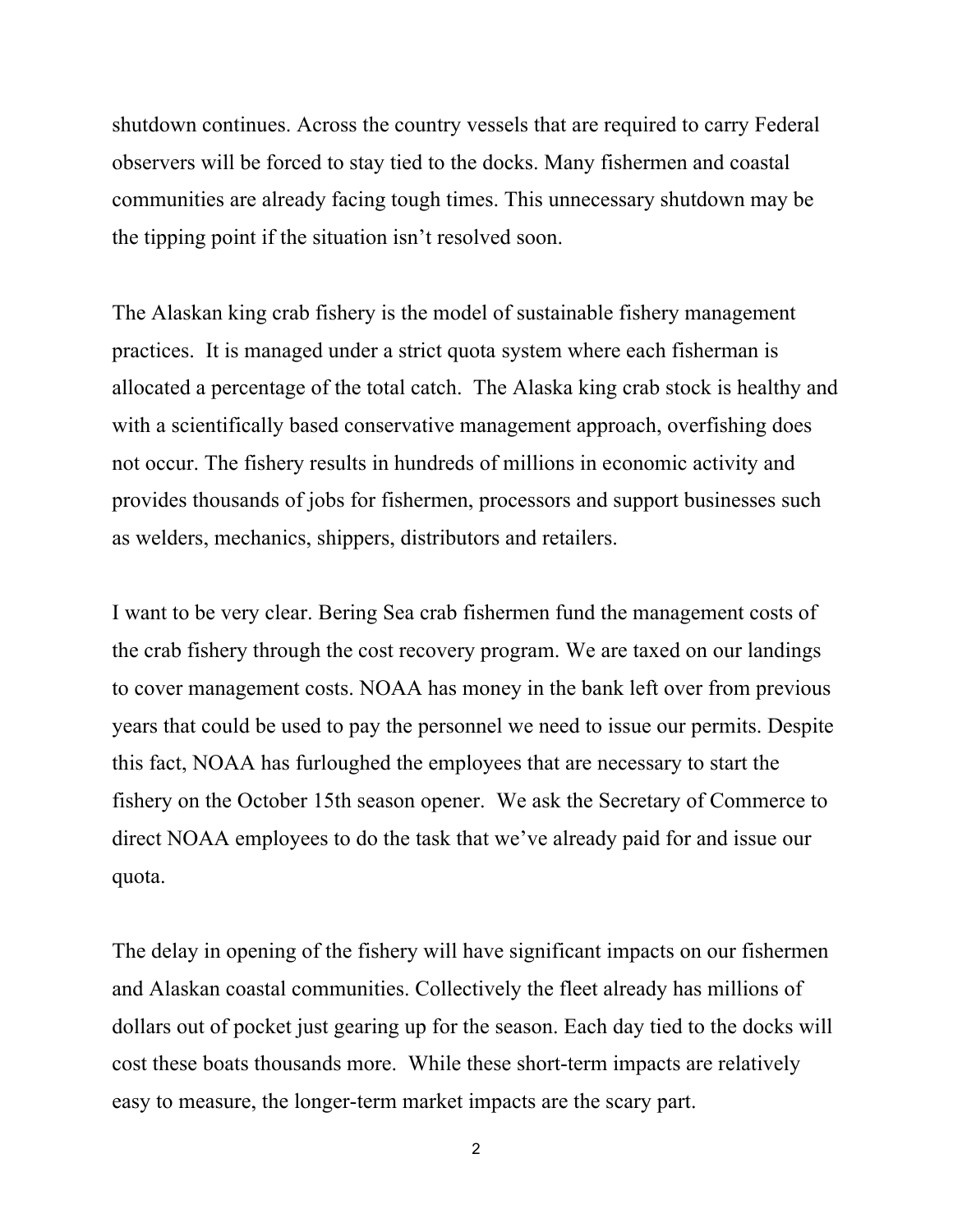shutdown continues. Across the country vessels that are required to carry Federal observers will be forced to stay tied to the docks. Many fishermen and coastal communities are already facing tough times. This unnecessary shutdown may be the tipping point if the situation isn't resolved soon.

The Alaskan king crab fishery is the model of sustainable fishery management practices. It is managed under a strict quota system where each fisherman is allocated a percentage of the total catch. The Alaska king crab stock is healthy and with a scientifically based conservative management approach, overfishing does not occur. The fishery results in hundreds of millions in economic activity and provides thousands of jobs for fishermen, processors and support businesses such as welders, mechanics, shippers, distributors and retailers.

I want to be very clear. Bering Sea crab fishermen fund the management costs of the crab fishery through the cost recovery program. We are taxed on our landings to cover management costs. NOAA has money in the bank left over from previous years that could be used to pay the personnel we need to issue our permits. Despite this fact, NOAA has furloughed the employees that are necessary to start the fishery on the October 15th season opener. We ask the Secretary of Commerce to direct NOAA employees to do the task that we've already paid for and issue our quota.

The delay in opening of the fishery will have significant impacts on our fishermen and Alaskan coastal communities. Collectively the fleet already has millions of dollars out of pocket just gearing up for the season. Each day tied to the docks will cost these boats thousands more. While these short-term impacts are relatively easy to measure, the longer-term market impacts are the scary part.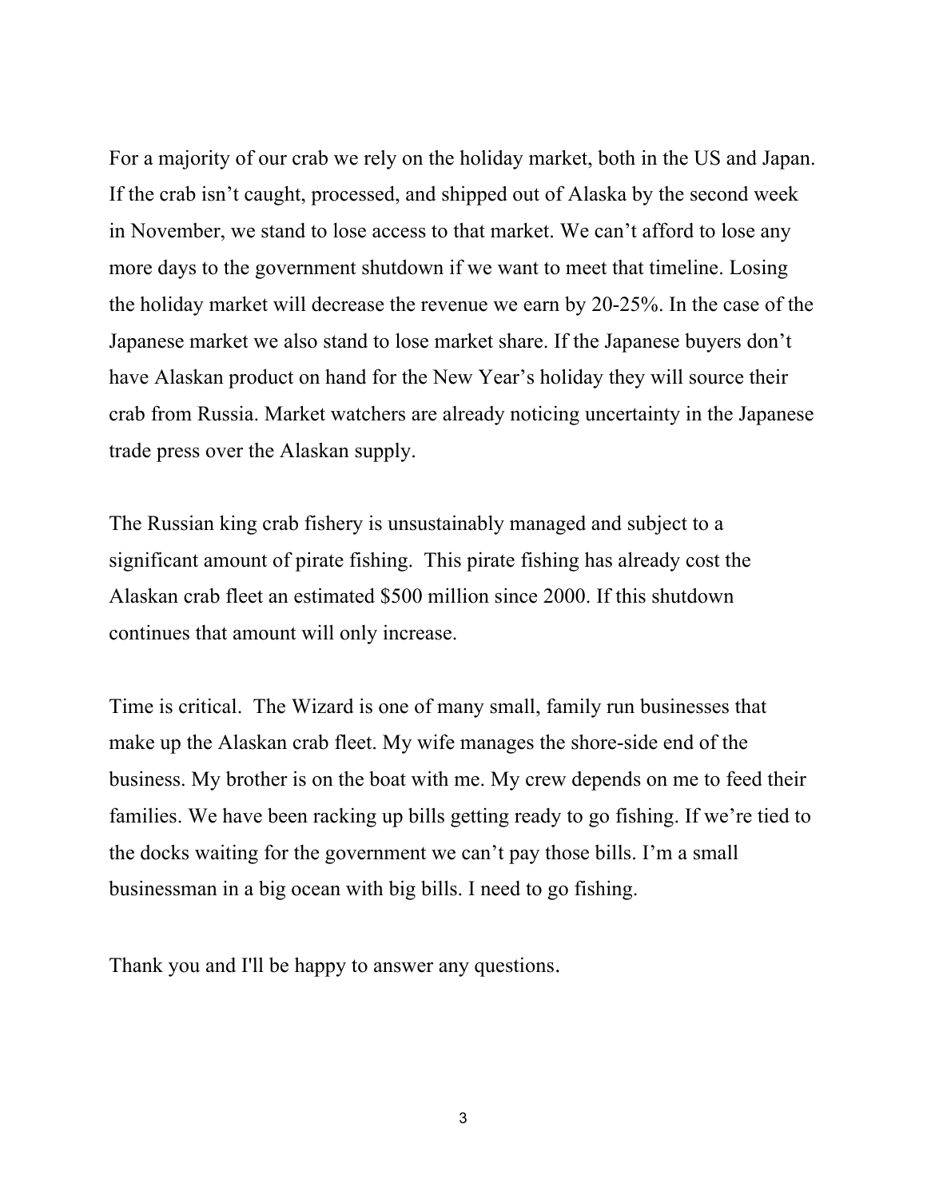For a majority of our crab we rely on the holiday market, both in the US and Japan. If the crab isn't caught, processed, and shipped out of Alaska by the second week in November, we stand to lose access to that market. We can't afford to lose any more days to the government shutdown if we want to meet that timeline. Losing the holiday market will decrease the revenue we earn by 20-25%. In the case of the Japanese market we also stand to lose market share. If the Japanese buyers don't have Alaskan product on hand for the New Year's holiday they will source their crab from Russia. Market watchers are already noticing uncertainty in the Japanese trade press over the Alaskan supply.

The Russian king crab fishery is unsustainably managed and subject to a significant amount of pirate fishing. This pirate fishing has already cost the Alaskan crab fleet an estimated $500 million since 2000. If this shutdown continues that amount will only increase.

Time is critical. The Wizard is one of many small, family run businesses that make up the Alaskan crab fleet. My wife manages the shore-side end of the business. My brother is on the boat with me. My crew depends on me to feed their families. We have been racking up bills getting ready to go fishing. If we're tied to the docks waiting for the government we can't pay those bills. I'm a small businessman in a big ocean with big bills. I need to go fishing.

Thank you and I'll be happy to answer any questions.